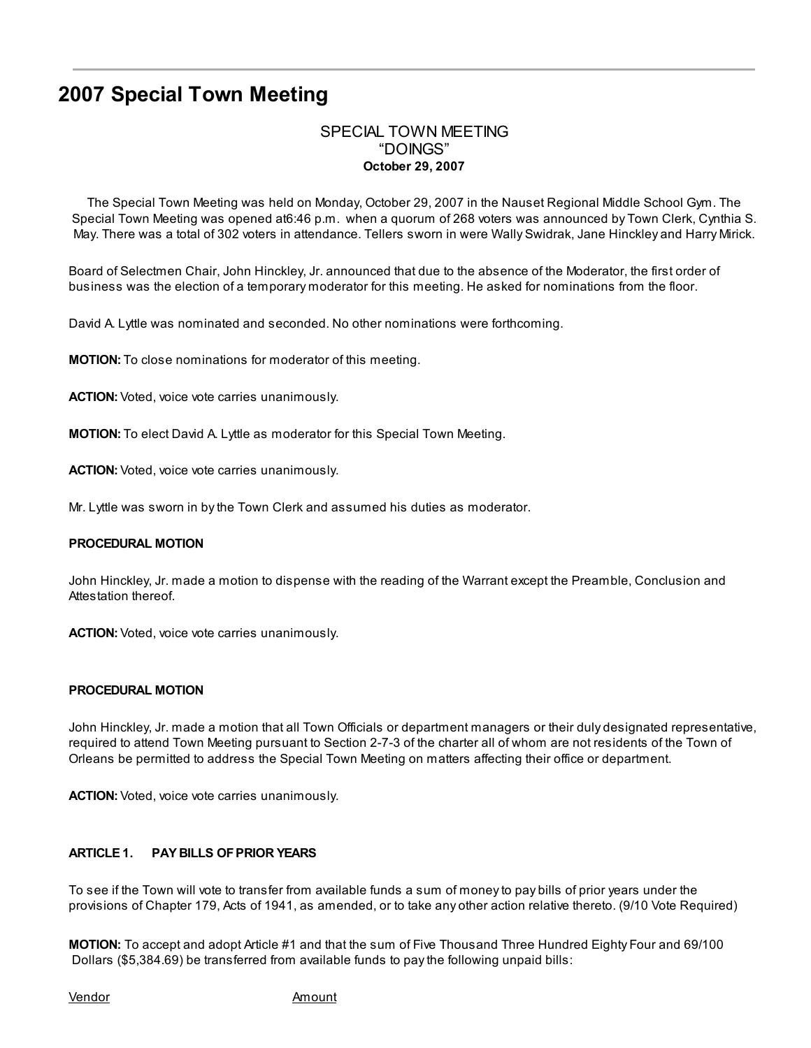# 2007 Special Town Meeting

SPECIAL TOWN MEETING
"DOINGS"
**October 29, 2007**

The Special Town Meeting was held on Monday, October 29, 2007 in the Nauset Regional Middle School Gym. The Special Town Meeting was opened at6:46 p.m. when a quorum of 268 voters was announced by Town Clerk, Cynthia S. May. There was a total of 302 voters in attendance. Tellers sworn in were Wally Swidrak, Jane Hinckley and Harry Mirick.

Board of Selectmen Chair, John Hinckley, Jr. announced that due to the absence of the Moderator, the first order of business was the election of a temporary moderator for this meeting. He asked for nominations from the floor.

David A. Lyttle was nominated and seconded. No other nominations were forthcoming.

**MOTION:** To close nominations for moderator of this meeting.

**ACTION:** Voted, voice vote carries unanimously.

**MOTION:** To elect David A. Lyttle as moderator for this Special Town Meeting.

**ACTION:** Voted, voice vote carries unanimously.

Mr. Lyttle was sworn in by the Town Clerk and assumed his duties as moderator.

**PROCEDURAL MOTION**

John Hinckley, Jr. made a motion to dispense with the reading of the Warrant except the Preamble, Conclusion and Attestation thereof.

**ACTION:** Voted, voice vote carries unanimously.

**PROCEDURAL MOTION**

John Hinckley, Jr. made a motion that all Town Officials or department managers or their duly designated representative, required to attend Town Meeting pursuant to Section 2-7-3 of the charter all of whom are not residents of the Town of Orleans be permitted to address the Special Town Meeting on matters affecting their office or department.

**ACTION:** Voted, voice vote carries unanimously.

**ARTICLE 1. PAY BILLS OF PRIOR YEARS**

To see if the Town will vote to transfer from available funds a sum of money to pay bills of prior years under the provisions of Chapter 179, Acts of 1941, as amended, or to take any other action relative thereto. (9/10 Vote Required)

**MOTION:** To accept and adopt Article #1 and that the sum of Five Thousand Three Hundred Eighty Four and 69/100 Dollars ($5,384.69) be transferred from available funds to pay the following unpaid bills:

| Vendor | Amount |
|---|---|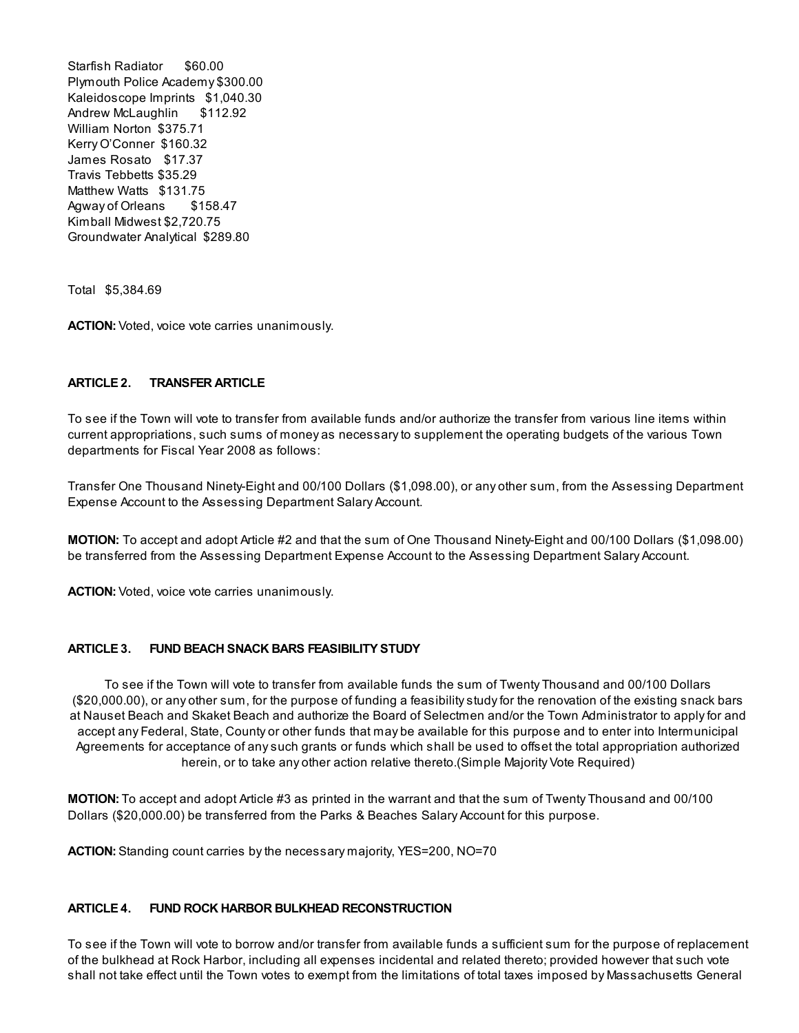Starfish Radiator $60.00
Plymouth Police Academy $300.00
Kaleidoscope Imprints $1,040.30
Andrew McLaughlin $112.92
William Norton $375.71
Kerry O'Conner $160.32
James Rosato $17.37
Travis Tebbetts $35.29
Matthew Watts $131.75
Agway of Orleans $158.47
Kimball Midwest $2,720.75
Groundwater Analytical $289.80

Total $5,384.69

**ACTION:** Voted, voice vote carries unanimously.

### ARTICLE 2. TRANSFER ARTICLE

To see if the Town will vote to transfer from available funds and/or authorize the transfer from various line items within current appropriations, such sums of money as necessary to supplement the operating budgets of the various Town departments for Fiscal Year 2008 as follows:

Transfer One Thousand Ninety-Eight and 00/100 Dollars ($1,098.00), or any other sum, from the Assessing Department Expense Account to the Assessing Department Salary Account.

**MOTION:** To accept and adopt Article #2 and that the sum of One Thousand Ninety-Eight and 00/100 Dollars ($1,098.00) be transferred from the Assessing Department Expense Account to the Assessing Department Salary Account.

**ACTION:** Voted, voice vote carries unanimously.

### ARTICLE 3. FUND BEACH SNACK BARS FEASIBILITY STUDY

To see if the Town will vote to transfer from available funds the sum of Twenty Thousand and 00/100 Dollars ($20,000.00), or any other sum, for the purpose of funding a feasibility study for the renovation of the existing snack bars at Nauset Beach and Skaket Beach and authorize the Board of Selectmen and/or the Town Administrator to apply for and accept any Federal, State, County or other funds that may be available for this purpose and to enter into Intermunicipal Agreements for acceptance of any such grants or funds which shall be used to offset the total appropriation authorized herein, or to take any other action relative thereto.(Simple Majority Vote Required)

**MOTION:** To accept and adopt Article #3 as printed in the warrant and that the sum of Twenty Thousand and 00/100 Dollars ($20,000.00) be transferred from the Parks & Beaches Salary Account for this purpose.

**ACTION:** Standing count carries by the necessary majority, YES=200, NO=70

### ARTICLE 4. FUND ROCK HARBOR BULKHEAD RECONSTRUCTION

To see if the Town will vote to borrow and/or transfer from available funds a sufficient sum for the purpose of replacement of the bulkhead at Rock Harbor, including all expenses incidental and related thereto; provided however that such vote shall not take effect until the Town votes to exempt from the limitations of total taxes imposed by Massachusetts General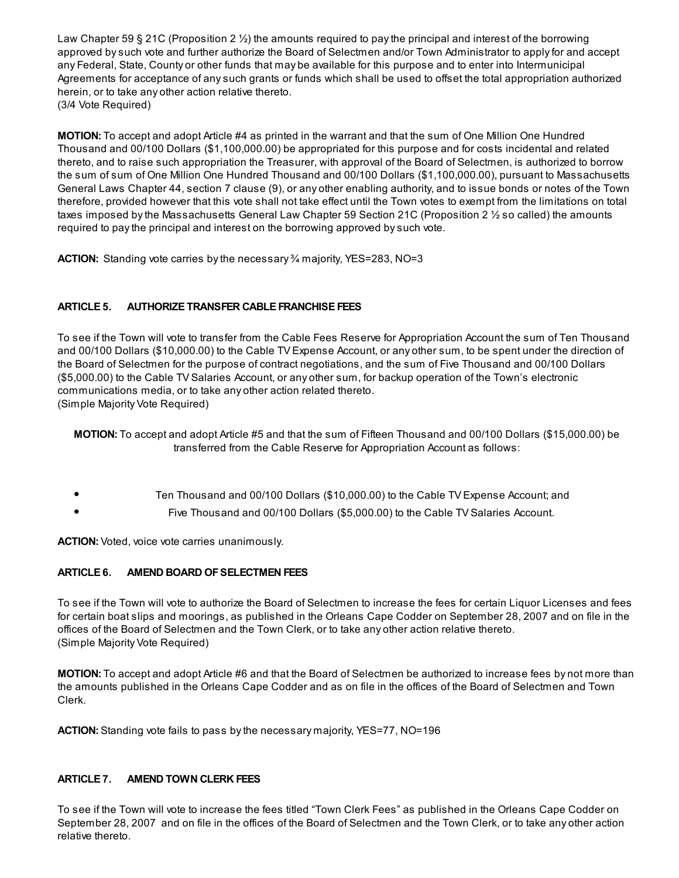Law Chapter 59 § 21C (Proposition 2 ½) the amounts required to pay the principal and interest of the borrowing approved by such vote and further authorize the Board of Selectmen and/or Town Administrator to apply for and accept any Federal, State, County or other funds that may be available for this purpose and to enter into Intermunicipal Agreements for acceptance of any such grants or funds which shall be used to offset the total appropriation authorized herein, or to take any other action relative thereto.
(3/4 Vote Required)

**MOTION:** To accept and adopt Article #4 as printed in the warrant and that the sum of One Million One Hundred Thousand and 00/100 Dollars ($1,100,000.00) be appropriated for this purpose and for costs incidental and related thereto, and to raise such appropriation the Treasurer, with approval of the Board of Selectmen, is authorized to borrow the sum of sum of One Million One Hundred Thousand and 00/100 Dollars ($1,100,000.00), pursuant to Massachusetts General Laws Chapter 44, section 7 clause (9), or any other enabling authority, and to issue bonds or notes of the Town therefore, provided however that this vote shall not take effect until the Town votes to exempt from the limitations on total taxes imposed by the Massachusetts General Law Chapter 59 Section 21C (Proposition 2 ½ so called) the amounts required to pay the principal and interest on the borrowing approved by such vote.

**ACTION:** Standing vote carries by the necessary ¾ majority, YES=283, NO=3

### ARTICLE 5. AUTHORIZE TRANSFER CABLE FRANCHISE FEES

To see if the Town will vote to transfer from the Cable Fees Reserve for Appropriation Account the sum of Ten Thousand and 00/100 Dollars ($10,000.00) to the Cable TV Expense Account, or any other sum, to be spent under the direction of the Board of Selectmen for the purpose of contract negotiations, and the sum of Five Thousand and 00/100 Dollars ($5,000.00) to the Cable TV Salaries Account, or any other sum, for backup operation of the Town's electronic communications media, or to take any other action related thereto.
(Simple Majority Vote Required)

**MOTION:** To accept and adopt Article #5 and that the sum of Fifteen Thousand and 00/100 Dollars ($15,000.00) be transferred from the Cable Reserve for Appropriation Account as follows:

- Ten Thousand and 00/100 Dollars ($10,000.00) to the Cable TV Expense Account; and
- Five Thousand and 00/100 Dollars ($5,000.00) to the Cable TV Salaries Account.

**ACTION:** Voted, voice vote carries unanimously.

### ARTICLE 6. AMEND BOARD OF SELECTMEN FEES

To see if the Town will vote to authorize the Board of Selectmen to increase the fees for certain Liquor Licenses and fees for certain boat slips and moorings, as published in the Orleans Cape Codder on September 28, 2007 and on file in the offices of the Board of Selectmen and the Town Clerk, or to take any other action relative thereto.
(Simple Majority Vote Required)

**MOTION:** To accept and adopt Article #6 and that the Board of Selectmen be authorized to increase fees by not more than the amounts published in the Orleans Cape Codder and as on file in the offices of the Board of Selectmen and Town Clerk.

**ACTION:** Standing vote fails to pass by the necessary majority, YES=77, NO=196

### ARTICLE 7. AMEND TOWN CLERK FEES

To see if the Town will vote to increase the fees titled "Town Clerk Fees" as published in the Orleans Cape Codder on September 28, 2007 and on file in the offices of the Board of Selectmen and the Town Clerk, or to take any other action relative thereto.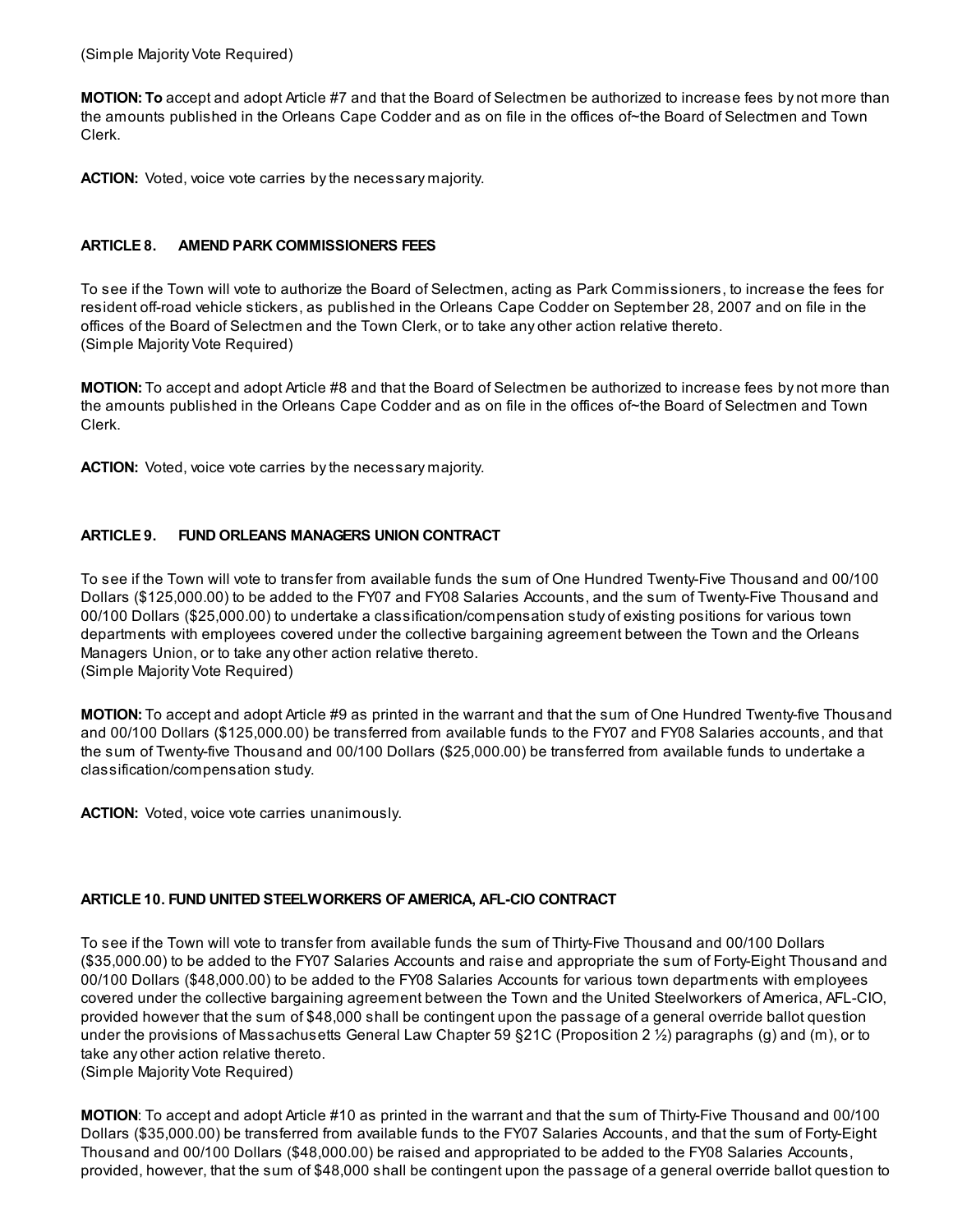(Simple Majority Vote Required)

**MOTION: To** accept and adopt Article #7 and that the Board of Selectmen be authorized to increase fees by not more than the amounts published in the Orleans Cape Codder and as on file in the offices of~the Board of Selectmen and Town Clerk.

**ACTION:** Voted, voice vote carries by the necessary majority.

**ARTICLE 8. AMEND PARK COMMISSIONERS FEES**

To see if the Town will vote to authorize the Board of Selectmen, acting as Park Commissioners, to increase the fees for resident off-road vehicle stickers, as published in the Orleans Cape Codder on September 28, 2007 and on file in the offices of the Board of Selectmen and the Town Clerk, or to take any other action relative thereto.
(Simple Majority Vote Required)

**MOTION:** To accept and adopt Article #8 and that the Board of Selectmen be authorized to increase fees by not more than the amounts published in the Orleans Cape Codder and as on file in the offices of~the Board of Selectmen and Town Clerk.

**ACTION:** Voted, voice vote carries by the necessary majority.

**ARTICLE 9. FUND ORLEANS MANAGERS UNION CONTRACT**

To see if the Town will vote to transfer from available funds the sum of One Hundred Twenty-Five Thousand and 00/100 Dollars ($125,000.00) to be added to the FY07 and FY08 Salaries Accounts, and the sum of Twenty-Five Thousand and 00/100 Dollars ($25,000.00) to undertake a classification/compensation study of existing positions for various town departments with employees covered under the collective bargaining agreement between the Town and the Orleans Managers Union, or to take any other action relative thereto.
(Simple Majority Vote Required)

**MOTION:** To accept and adopt Article #9 as printed in the warrant and that the sum of One Hundred Twenty-five Thousand and 00/100 Dollars ($125,000.00) be transferred from available funds to the FY07 and FY08 Salaries accounts, and that the sum of Twenty-five Thousand and 00/100 Dollars ($25,000.00) be transferred from available funds to undertake a classification/compensation study.

**ACTION:** Voted, voice vote carries unanimously.

**ARTICLE 10. FUND UNITED STEELWORKERS OF AMERICA, AFL-CIO CONTRACT**

To see if the Town will vote to transfer from available funds the sum of Thirty-Five Thousand and 00/100 Dollars ($35,000.00) to be added to the FY07 Salaries Accounts and raise and appropriate the sum of Forty-Eight Thousand and 00/100 Dollars ($48,000.00) to be added to the FY08 Salaries Accounts for various town departments with employees covered under the collective bargaining agreement between the Town and the United Steelworkers of America, AFL-CIO, provided however that the sum of $48,000 shall be contingent upon the passage of a general override ballot question under the provisions of Massachusetts General Law Chapter 59 §21C (Proposition 2 ½) paragraphs (g) and (m), or to take any other action relative thereto.
(Simple Majority Vote Required)

**MOTION**: To accept and adopt Article #10 as printed in the warrant and that the sum of Thirty-Five Thousand and 00/100 Dollars ($35,000.00) be transferred from available funds to the FY07 Salaries Accounts, and that the sum of Forty-Eight Thousand and 00/100 Dollars ($48,000.00) be raised and appropriated to be added to the FY08 Salaries Accounts, provided, however, that the sum of $48,000 shall be contingent upon the passage of a general override ballot question to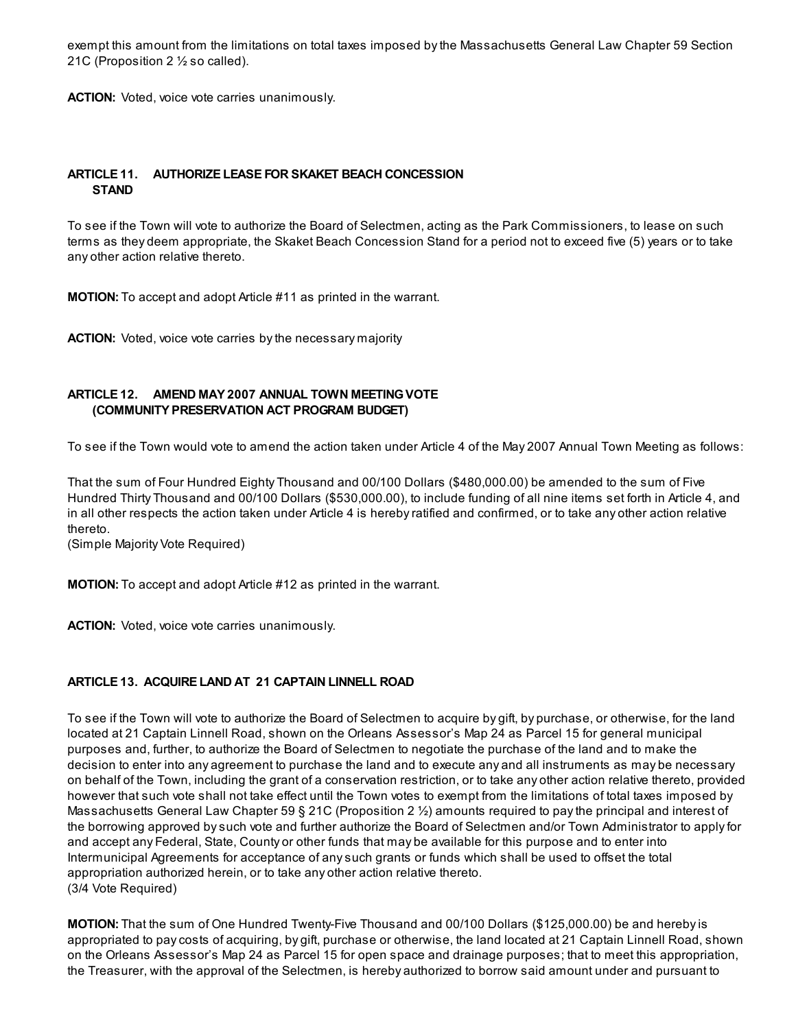exempt this amount from the limitations on total taxes imposed by the Massachusetts General Law Chapter 59 Section 21C (Proposition 2 ½ so called).

**ACTION:** Voted, voice vote carries unanimously.

### ARTICLE 11. AUTHORIZE LEASE FOR SKAKET BEACH CONCESSION STAND

To see if the Town will vote to authorize the Board of Selectmen, acting as the Park Commissioners, to lease on such terms as they deem appropriate, the Skaket Beach Concession Stand for a period not to exceed five (5) years or to take any other action relative thereto.

**MOTION:** To accept and adopt Article #11 as printed in the warrant.

**ACTION:** Voted, voice vote carries by the necessary majority

### ARTICLE 12. AMEND MAY 2007 ANNUAL TOWN MEETING VOTE (COMMUNITY PRESERVATION ACT PROGRAM BUDGET)

To see if the Town would vote to amend the action taken under Article 4 of the May 2007 Annual Town Meeting as follows:

That the sum of Four Hundred Eighty Thousand and 00/100 Dollars ($480,000.00) be amended to the sum of Five Hundred Thirty Thousand and 00/100 Dollars ($530,000.00), to include funding of all nine items set forth in Article 4, and in all other respects the action taken under Article 4 is hereby ratified and confirmed, or to take any other action relative thereto.
(Simple Majority Vote Required)

**MOTION:** To accept and adopt Article #12 as printed in the warrant.

**ACTION:** Voted, voice vote carries unanimously.

### ARTICLE 13. ACQUIRE LAND AT 21 CAPTAIN LINNELL ROAD

To see if the Town will vote to authorize the Board of Selectmen to acquire by gift, by purchase, or otherwise, for the land located at 21 Captain Linnell Road, shown on the Orleans Assessor's Map 24 as Parcel 15 for general municipal purposes and, further, to authorize the Board of Selectmen to negotiate the purchase of the land and to make the decision to enter into any agreement to purchase the land and to execute any and all instruments as may be necessary on behalf of the Town, including the grant of a conservation restriction, or to take any other action relative thereto, provided however that such vote shall not take effect until the Town votes to exempt from the limitations of total taxes imposed by Massachusetts General Law Chapter 59 § 21C (Proposition 2 ½) amounts required to pay the principal and interest of the borrowing approved by such vote and further authorize the Board of Selectmen and/or Town Administrator to apply for and accept any Federal, State, County or other funds that may be available for this purpose and to enter into Intermunicipal Agreements for acceptance of any such grants or funds which shall be used to offset the total appropriation authorized herein, or to take any other action relative thereto.
(3/4 Vote Required)

**MOTION:** That the sum of One Hundred Twenty-Five Thousand and 00/100 Dollars ($125,000.00) be and hereby is appropriated to pay costs of acquiring, by gift, purchase or otherwise, the land located at 21 Captain Linnell Road, shown on the Orleans Assessor's Map 24 as Parcel 15 for open space and drainage purposes; that to meet this appropriation, the Treasurer, with the approval of the Selectmen, is hereby authorized to borrow said amount under and pursuant to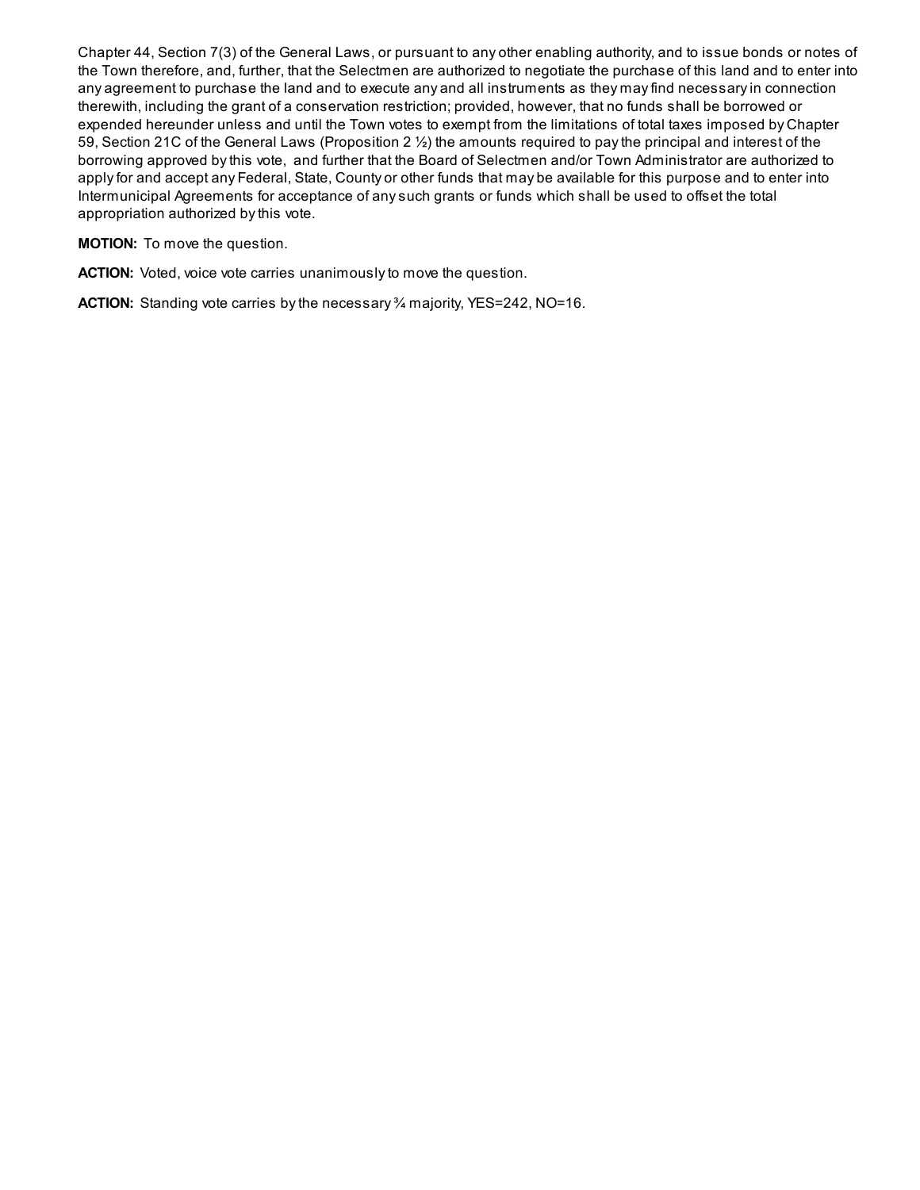Chapter 44, Section 7(3) of the General Laws, or pursuant to any other enabling authority, and to issue bonds or notes of the Town therefore, and, further, that the Selectmen are authorized to negotiate the purchase of this land and to enter into any agreement to purchase the land and to execute any and all instruments as they may find necessary in connection therewith, including the grant of a conservation restriction; provided, however, that no funds shall be borrowed or expended hereunder unless and until the Town votes to exempt from the limitations of total taxes imposed by Chapter 59, Section 21C of the General Laws (Proposition 2 ½) the amounts required to pay the principal and interest of the borrowing approved by this vote, and further that the Board of Selectmen and/or Town Administrator are authorized to apply for and accept any Federal, State, County or other funds that may be available for this purpose and to enter into Intermunicipal Agreements for acceptance of any such grants or funds which shall be used to offset the total appropriation authorized by this vote.

**MOTION:** To move the question.

**ACTION:** Voted, voice vote carries unanimously to move the question.

**ACTION:** Standing vote carries by the necessary ¾ majority, YES=242, NO=16.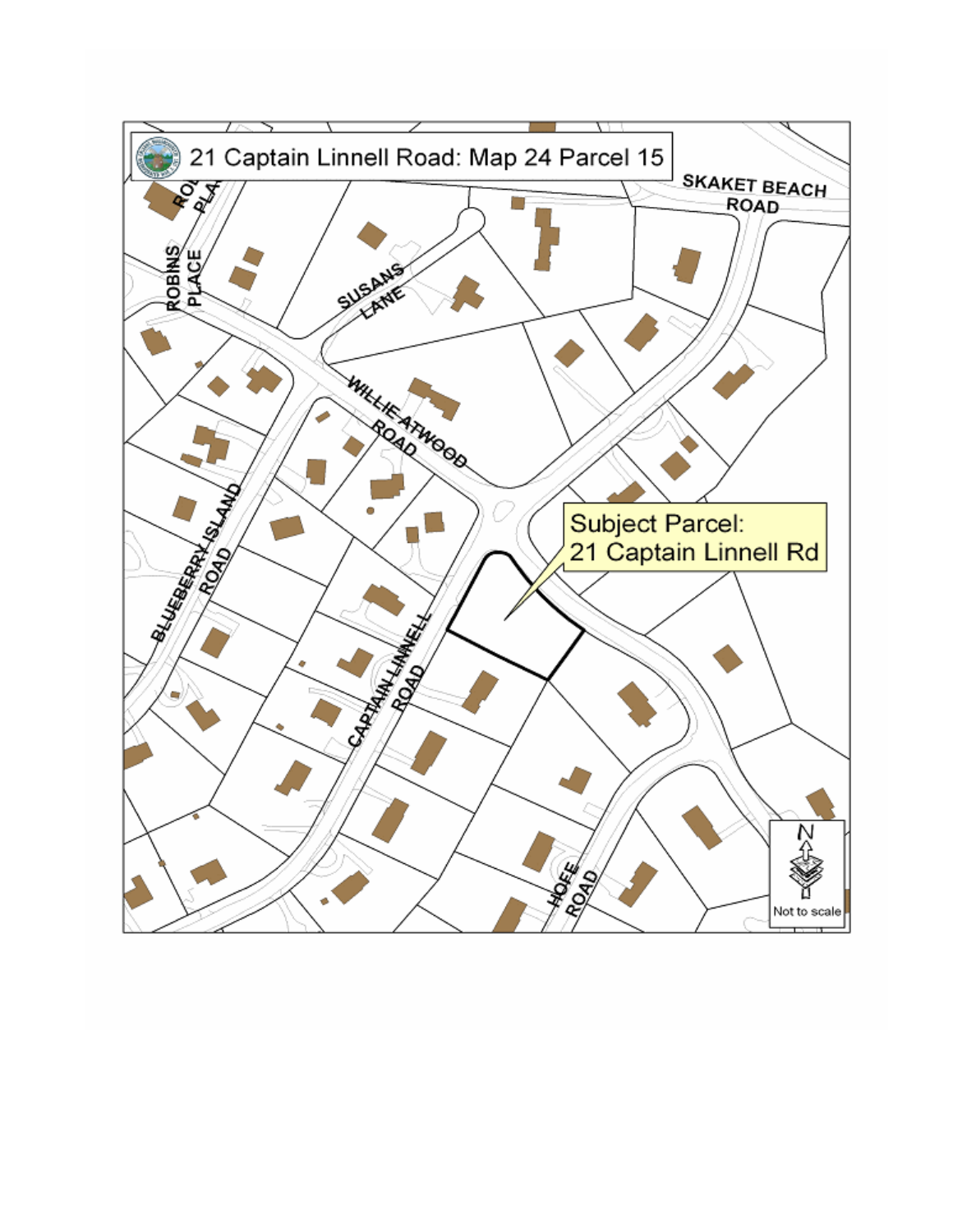21 Captain Linnell Road: Map 24 Parcel 15

SKAKET BEACH ROAD

ROBINS PLACE

SUSANS LANE

WILLIE ATWOOD ROAD

Subject Parcel:
21 Captain Linnell Rd

BLUEBERRY ISLAND ROAD

CAPTAIN LINNELL ROAD

HOFE ROAD

N

Not to scale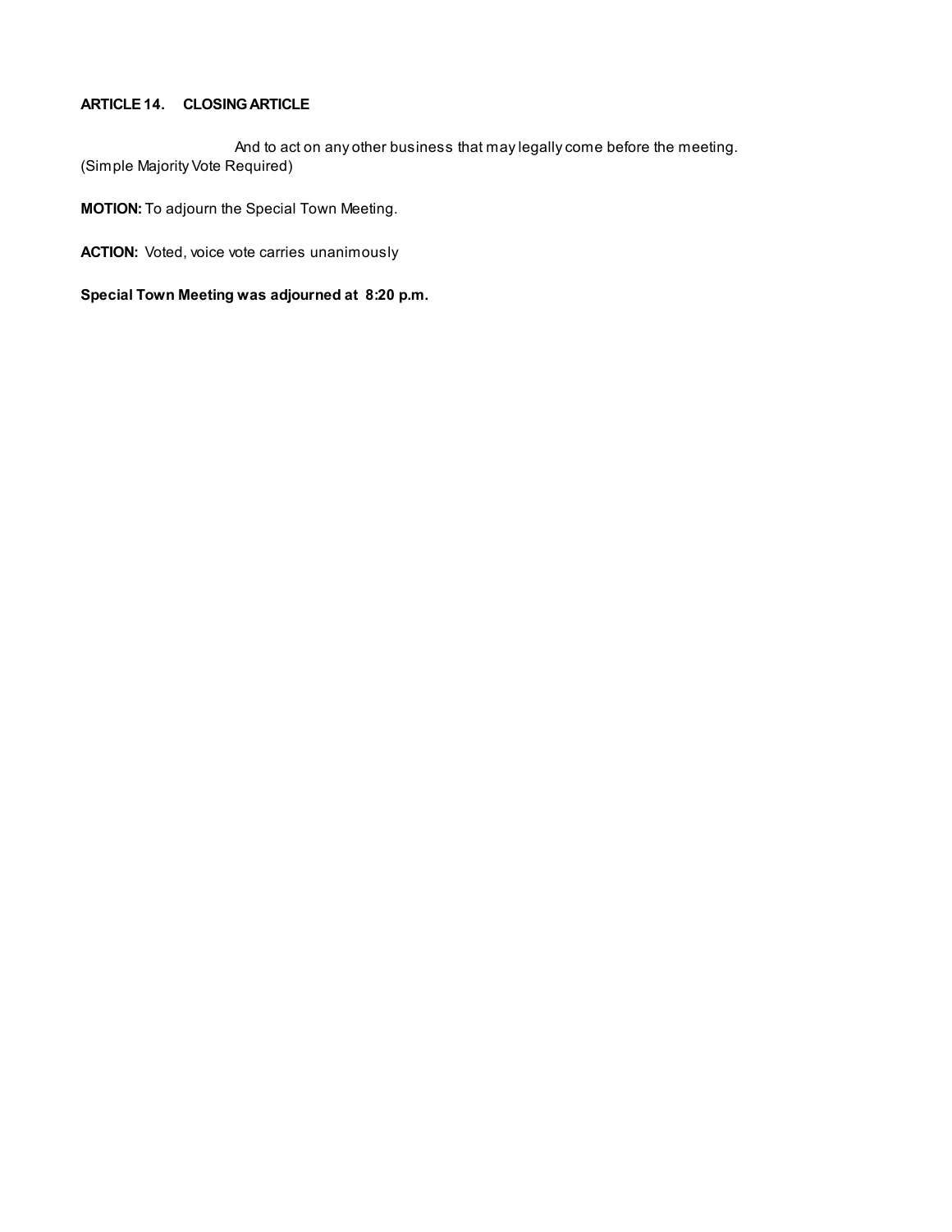**ARTICLE 14. CLOSING ARTICLE**

And to act on any other business that may legally come before the meeting.
(Simple Majority Vote Required)

**MOTION:** To adjourn the Special Town Meeting.

**ACTION:** Voted, voice vote carries unanimously

**Special Town Meeting was adjourned at 8:20 p.m.**